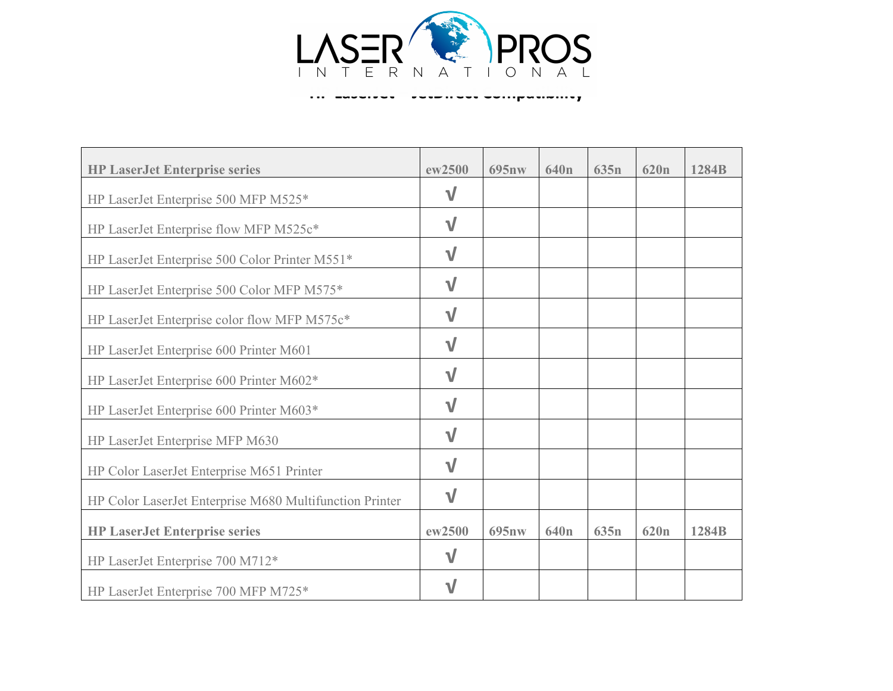# HP LaserJet - JetDirect Compatibility

| HP LaserJet Enterprise series | ew2500 | 695nw | 640n | 635n | 620n | 1284B |
|---|---|---|---|---|---|---|
| HP LaserJet Enterprise 500 MFP M525* | √ | | | | | |
| HP LaserJet Enterprise flow MFP M525c* | √ | | | | | |
| HP LaserJet Enterprise 500 Color Printer M551* | √ | | | | | |
| HP LaserJet Enterprise 500 Color MFP M575* | √ | | | | | |
| HP LaserJet Enterprise color flow MFP M575c* | √ | | | | | |
| HP LaserJet Enterprise 600 Printer M601 | √ | | | | | |
| HP LaserJet Enterprise 600 Printer M602* | √ | | | | | |
| HP LaserJet Enterprise 600 Printer M603* | √ | | | | | |
| HP LaserJet Enterprise MFP M630 | √ | | | | | |
| HP Color LaserJet Enterprise M651 Printer | √ | | | | | |
| HP Color LaserJet Enterprise M680 Multifunction Printer | √ | | | | | |
| **HP LaserJet Enterprise series** | **ew2500** | **695nw** | **640n** | **635n** | **620n** | **1284B** |
| HP LaserJet Enterprise 700 M712* | √ | | | | | |
| HP LaserJet Enterprise 700 MFP M725* | √ | | | | | |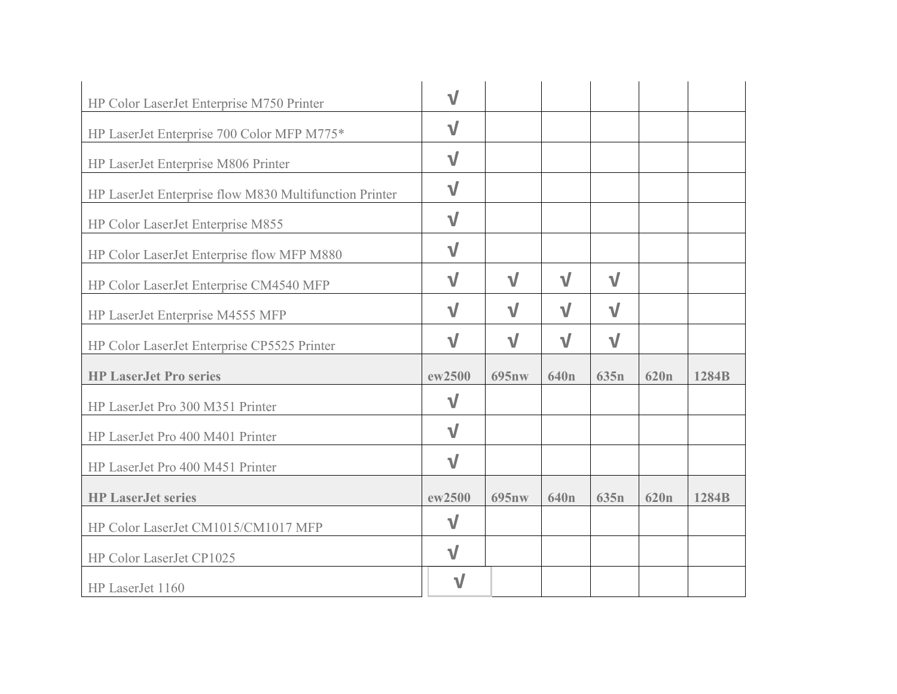| | | | | | | |
|---|---|---|---|---|---|---|
| HP Color LaserJet Enterprise M750 Printer | √ | | | | | |
| HP LaserJet Enterprise 700 Color MFP M775* | √ | | | | | |
| HP LaserJet Enterprise M806 Printer | √ | | | | | |
| HP LaserJet Enterprise flow M830 Multifunction Printer | √ | | | | | |
| HP Color LaserJet Enterprise M855 | √ | | | | | |
| HP Color LaserJet Enterprise flow MFP M880 | √ | | | | | |
| HP Color LaserJet Enterprise CM4540 MFP | √ | √ | √ | √ | | |
| HP LaserJet Enterprise M4555 MFP | √ | √ | √ | √ | | |
| HP Color LaserJet Enterprise CP5525 Printer | √ | √ | √ | √ | | |
| **HP LaserJet Pro series** | **ew2500** | **695nw** | **640n** | **635n** | **620n** | **1284B** |
| HP LaserJet Pro 300 M351 Printer | √ | | | | | |
| HP LaserJet Pro 400 M401 Printer | √ | | | | | |
| HP LaserJet Pro 400 M451 Printer | √ | | | | | |
| **HP LaserJet series** | **ew2500** | **695nw** | **640n** | **635n** | **620n** | **1284B** |
| HP Color LaserJet CM1015/CM1017 MFP | √ | | | | | |
| HP Color LaserJet CP1025 | √ | | | | | |
| HP LaserJet 1160 | √ | | | | | |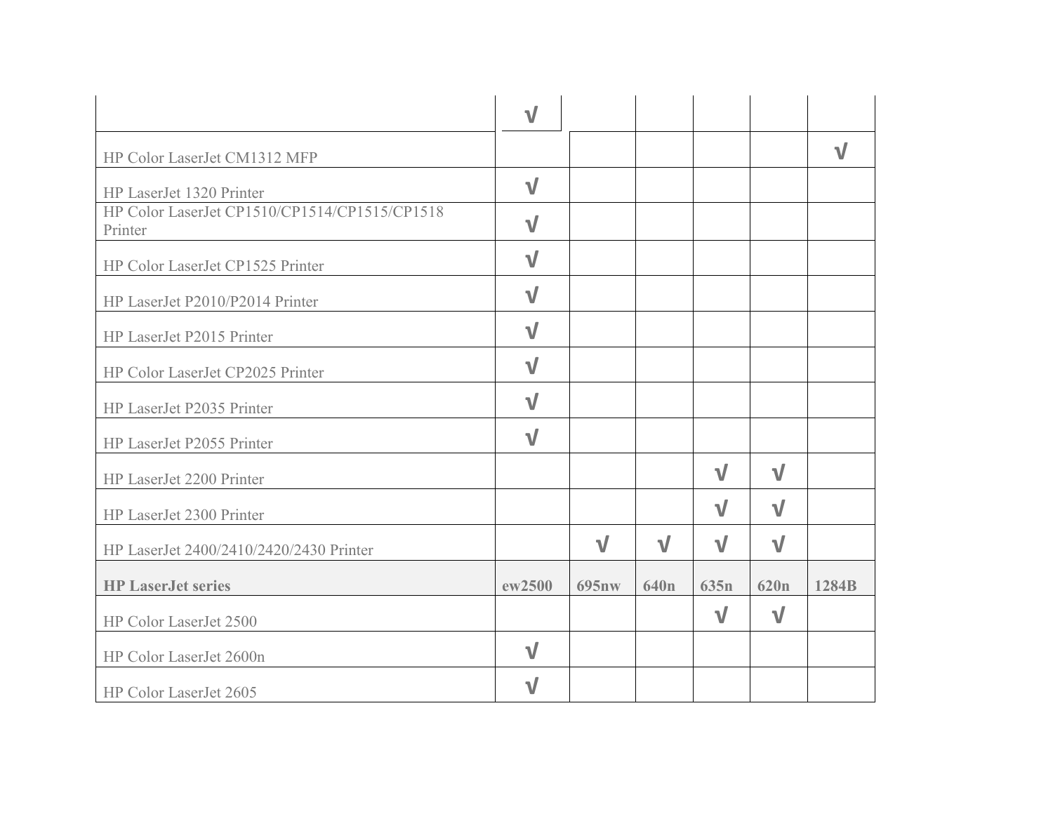| | | | | | | |
|---|---|---|---|---|---|---|
| | √ | | | | | |
| HP Color LaserJet CM1312 MFP | | | | | | √ |
| HP LaserJet 1320 Printer | √ | | | | | |
| HP Color LaserJet CP1510/CP1514/CP1515/CP1518 Printer | √ | | | | | |
| HP Color LaserJet CP1525 Printer | √ | | | | | |
| HP LaserJet P2010/P2014 Printer | √ | | | | | |
| HP LaserJet P2015 Printer | √ | | | | | |
| HP Color LaserJet CP2025 Printer | √ | | | | | |
| HP LaserJet P2035 Printer | √ | | | | | |
| HP LaserJet P2055 Printer | √ | | | | | |
| HP LaserJet 2200 Printer | | | | √ | √ | |
| HP LaserJet 2300 Printer | | | | √ | √ | |
| HP LaserJet 2400/2410/2420/2430 Printer | | √ | √ | √ | √ | |
| **HP LaserJet series** | **ew2500** | **695nw** | **640n** | **635n** | **620n** | **1284B** |
| HP Color LaserJet 2500 | | | | √ | √ | |
| HP Color LaserJet 2600n | √ | | | | | |
| HP Color LaserJet 2605 | √ | | | | | |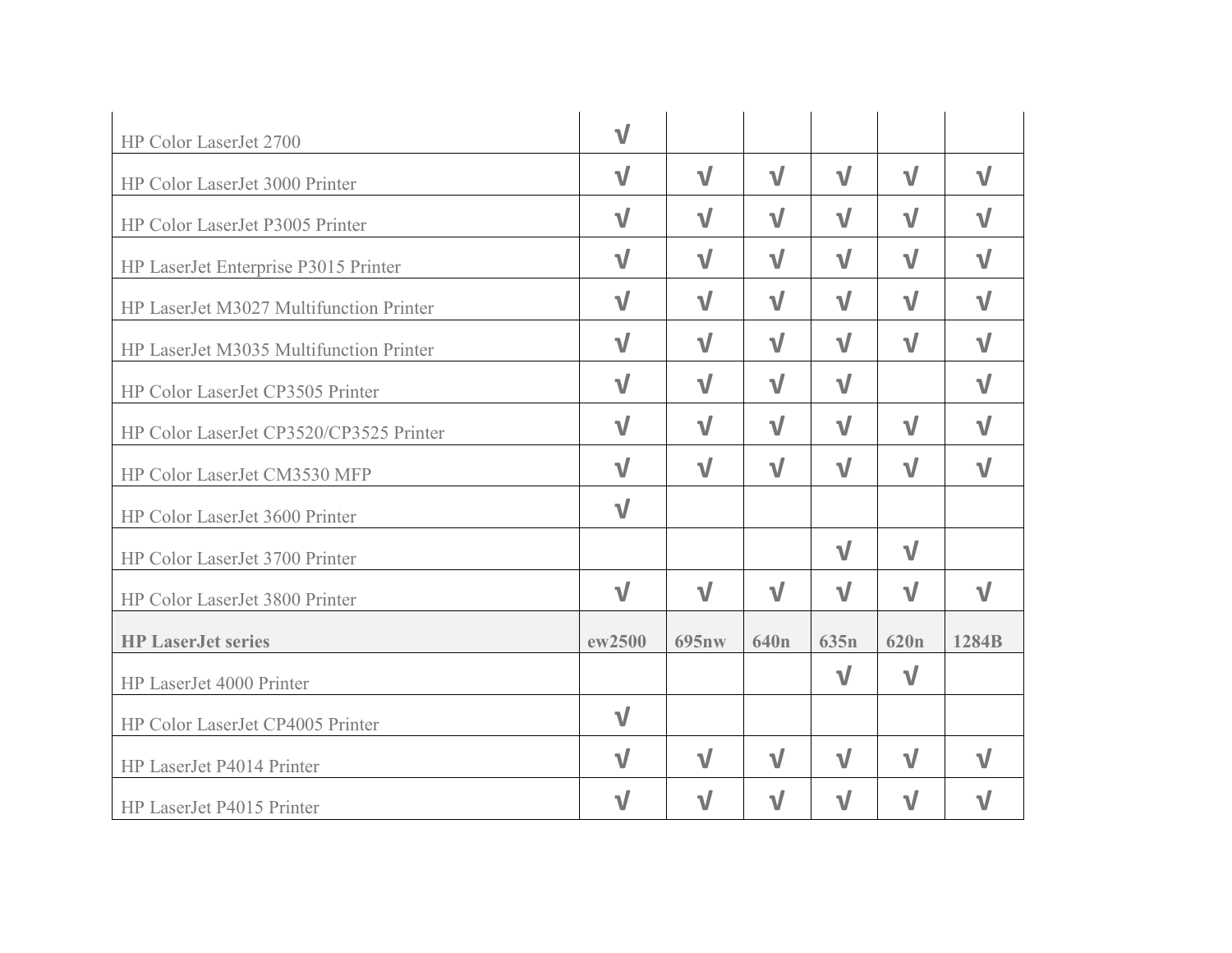| | | | | | | |
|---|---|---|---|---|---|---|
| HP Color LaserJet 2700 | √ | | | | | |
| HP Color LaserJet 3000 Printer | √ | √ | √ | √ | √ | √ |
| HP Color LaserJet P3005 Printer | √ | √ | √ | √ | √ | √ |
| HP LaserJet Enterprise P3015 Printer | √ | √ | √ | √ | √ | √ |
| HP LaserJet M3027 Multifunction Printer | √ | √ | √ | √ | √ | √ |
| HP LaserJet M3035 Multifunction Printer | √ | √ | √ | √ | √ | √ |
| HP Color LaserJet CP3505 Printer | √ | √ | √ | √ | | √ |
| HP Color LaserJet CP3520/CP3525 Printer | √ | √ | √ | √ | √ | √ |
| HP Color LaserJet CM3530 MFP | √ | √ | √ | √ | √ | √ |
| HP Color LaserJet 3600 Printer | √ | | | | | |
| HP Color LaserJet 3700 Printer | | | | √ | √ | |
| HP Color LaserJet 3800 Printer | √ | √ | √ | √ | √ | √ |
| **HP LaserJet series** | **ew2500** | **695nw** | **640n** | **635n** | **620n** | **1284B** |
| HP LaserJet 4000 Printer | | | | √ | √ | |
| HP Color LaserJet CP4005 Printer | √ | | | | | |
| HP LaserJet P4014 Printer | √ | √ | √ | √ | √ | √ |
| HP LaserJet P4015 Printer | √ | √ | √ | √ | √ | √ |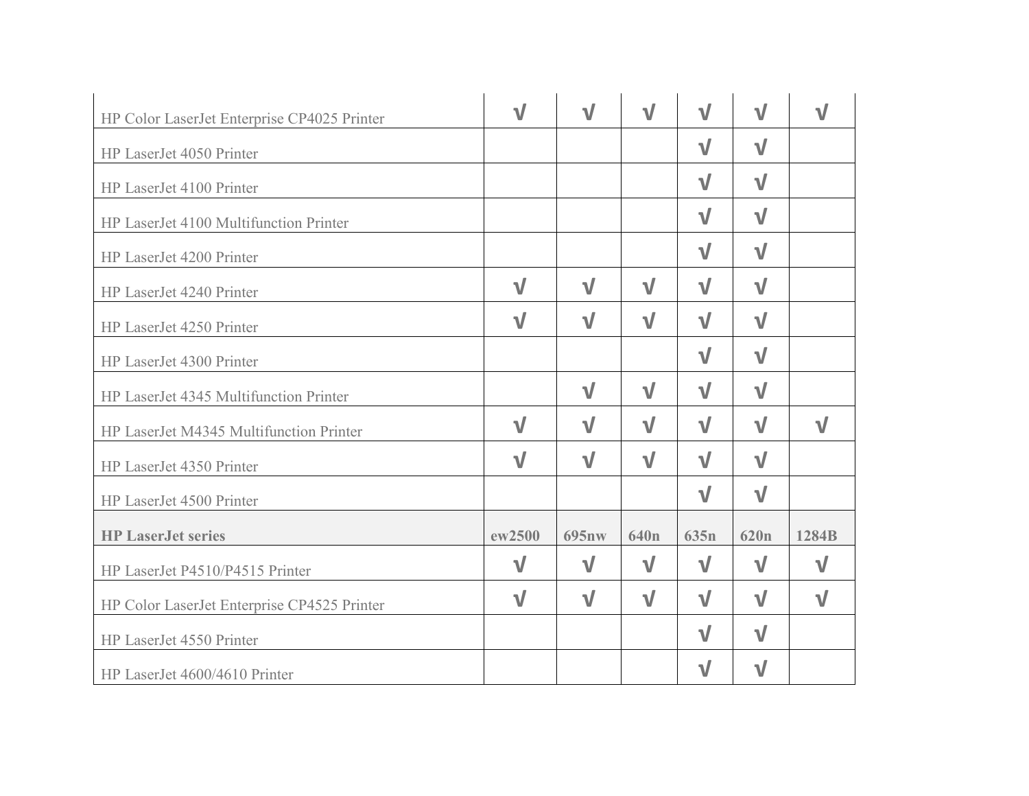| | | | | | | |
|---|---|---|---|---|---|---|
| HP Color LaserJet Enterprise CP4025 Printer | √ | √ | √ | √ | √ | √ |
| HP LaserJet 4050 Printer | | | | √ | √ | |
| HP LaserJet 4100 Printer | | | | √ | √ | |
| HP LaserJet 4100 Multifunction Printer | | | | √ | √ | |
| HP LaserJet 4200 Printer | | | | √ | √ | |
| HP LaserJet 4240 Printer | √ | √ | √ | √ | √ | |
| HP LaserJet 4250 Printer | √ | √ | √ | √ | √ | |
| HP LaserJet 4300 Printer | | | | √ | √ | |
| HP LaserJet 4345 Multifunction Printer | | √ | √ | √ | √ | |
| HP LaserJet M4345 Multifunction Printer | √ | √ | √ | √ | √ | √ |
| HP LaserJet 4350 Printer | √ | √ | √ | √ | √ | |
| HP LaserJet 4500 Printer | | | | √ | √ | |
| **HP LaserJet series** | **ew2500** | **695nw** | **640n** | **635n** | **620n** | **1284B** |
| HP LaserJet P4510/P4515 Printer | √ | √ | √ | √ | √ | √ |
| HP Color LaserJet Enterprise CP4525 Printer | √ | √ | √ | √ | √ | √ |
| HP LaserJet 4550 Printer | | | | √ | √ | |
| HP LaserJet 4600/4610 Printer | | | | √ | √ | |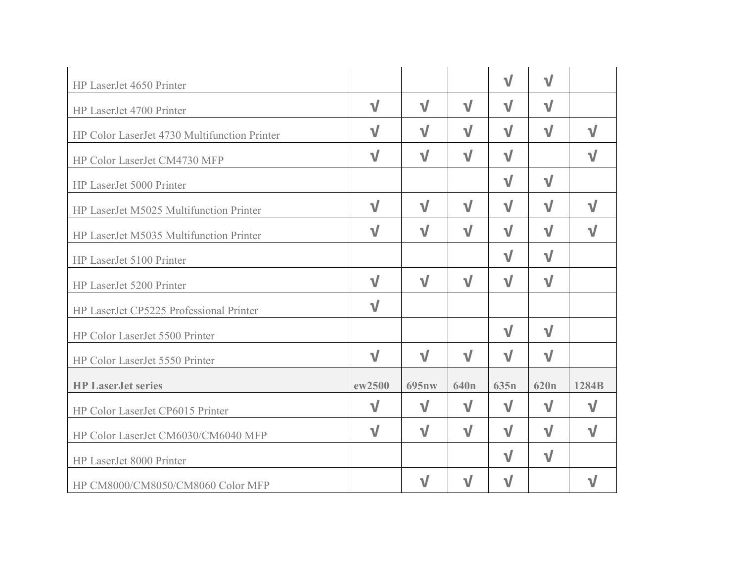| | | | | | | |
|---|---|---|---|---|---|---|
| HP LaserJet 4650 Printer | | | | √ | √ | |
| HP LaserJet 4700 Printer | √ | √ | √ | √ | √ | |
| HP Color LaserJet 4730 Multifunction Printer | √ | √ | √ | √ | √ | √ |
| HP Color LaserJet CM4730 MFP | √ | √ | √ | √ | | √ |
| HP LaserJet 5000 Printer | | | | √ | √ | |
| HP LaserJet M5025 Multifunction Printer | √ | √ | √ | √ | √ | √ |
| HP LaserJet M5035 Multifunction Printer | √ | √ | √ | √ | √ | √ |
| HP LaserJet 5100 Printer | | | | √ | √ | |
| HP LaserJet 5200 Printer | √ | √ | √ | √ | √ | |
| HP LaserJet CP5225 Professional Printer | √ | | | | | |
| HP Color LaserJet 5500 Printer | | | | √ | √ | |
| HP Color LaserJet 5550 Printer | √ | √ | √ | √ | √ | |
| **HP LaserJet series** | **ew2500** | **695nw** | **640n** | **635n** | **620n** | **1284B** |
| HP Color LaserJet CP6015 Printer | √ | √ | √ | √ | √ | √ |
| HP Color LaserJet CM6030/CM6040 MFP | √ | √ | √ | √ | √ | √ |
| HP LaserJet 8000 Printer | | | | √ | √ | |
| HP CM8000/CM8050/CM8060 Color MFP | | √ | √ | √ | | √ |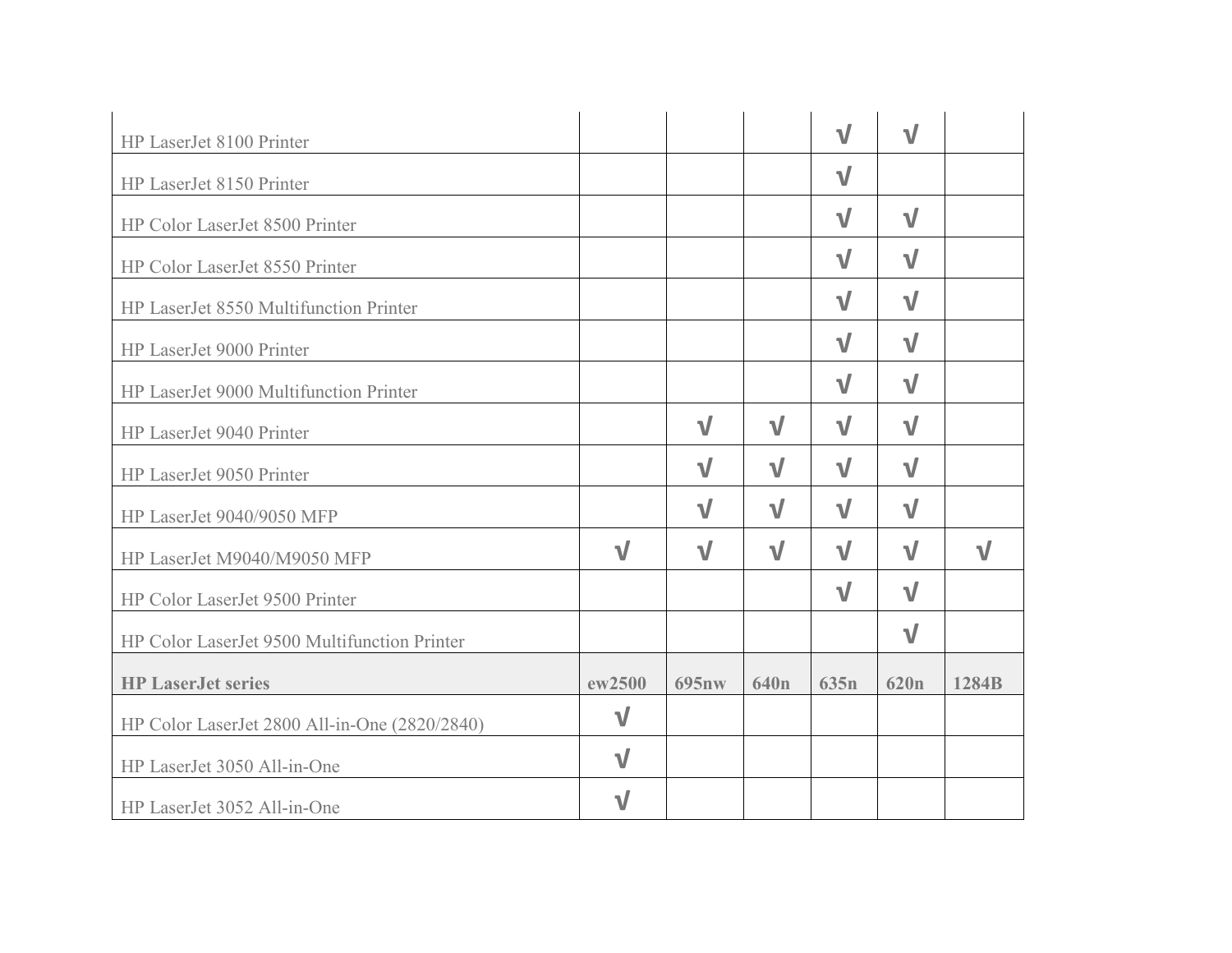| | | | | | | |
|---|---|---|---|---|---|---|
| HP LaserJet 8100 Printer | | | | √ | √ | |
| HP LaserJet 8150 Printer | | | | √ | | |
| HP Color LaserJet 8500 Printer | | | | √ | √ | |
| HP Color LaserJet 8550 Printer | | | | √ | √ | |
| HP LaserJet 8550 Multifunction Printer | | | | √ | √ | |
| HP LaserJet 9000 Printer | | | | √ | √ | |
| HP LaserJet 9000 Multifunction Printer | | | | √ | √ | |
| HP LaserJet 9040 Printer | | √ | √ | √ | √ | |
| HP LaserJet 9050 Printer | | √ | √ | √ | √ | |
| HP LaserJet 9040/9050 MFP | | √ | √ | √ | √ | |
| HP LaserJet M9040/M9050 MFP | √ | √ | √ | √ | √ | √ |
| HP Color LaserJet 9500 Printer | | | | √ | √ | |
| HP Color LaserJet 9500 Multifunction Printer | | | | | √ | |
| **HP LaserJet series** | **ew2500** | **695nw** | **640n** | **635n** | **620n** | **1284B** |
| HP Color LaserJet 2800 All-in-One (2820/2840) | √ | | | | | |
| HP LaserJet 3050 All-in-One | √ | | | | | |
| HP LaserJet 3052 All-in-One | √ | | | | | |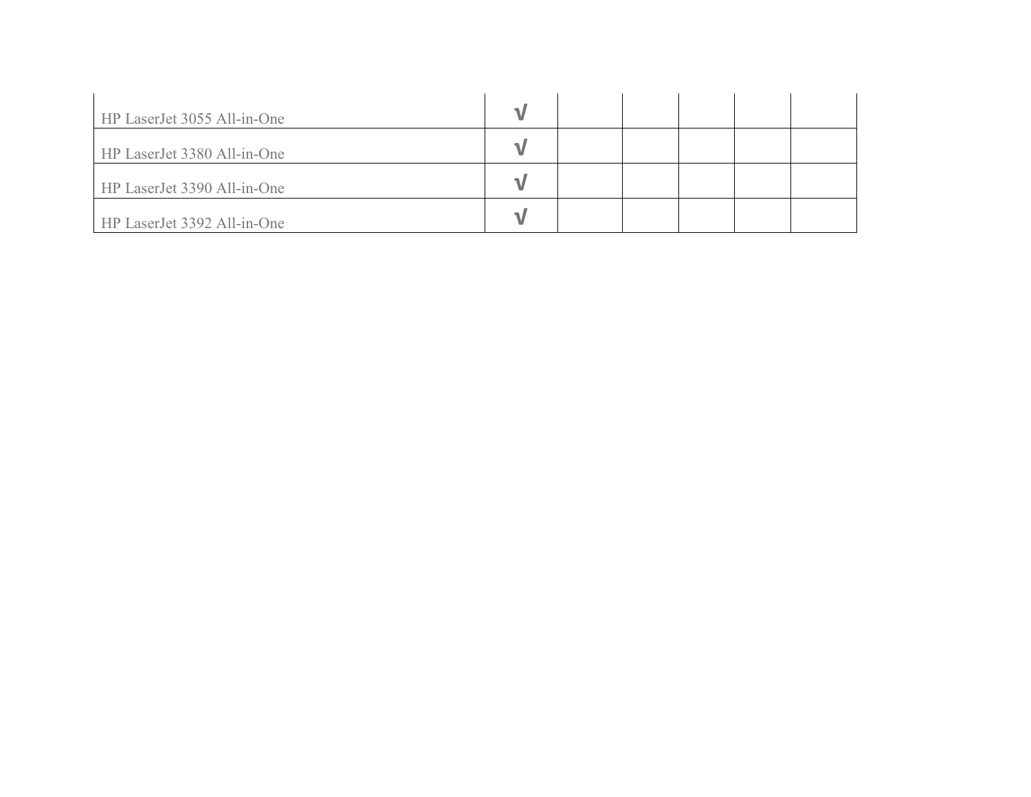| | | | | | | |
|---|---|---|---|---|---|---|
| HP LaserJet 3055 All-in-One | √ | | | | | |
| HP LaserJet 3380 All-in-One | √ | | | | | |
| HP LaserJet 3390 All-in-One | √ | | | | | |
| HP LaserJet 3392 All-in-One | √ | | | | | |